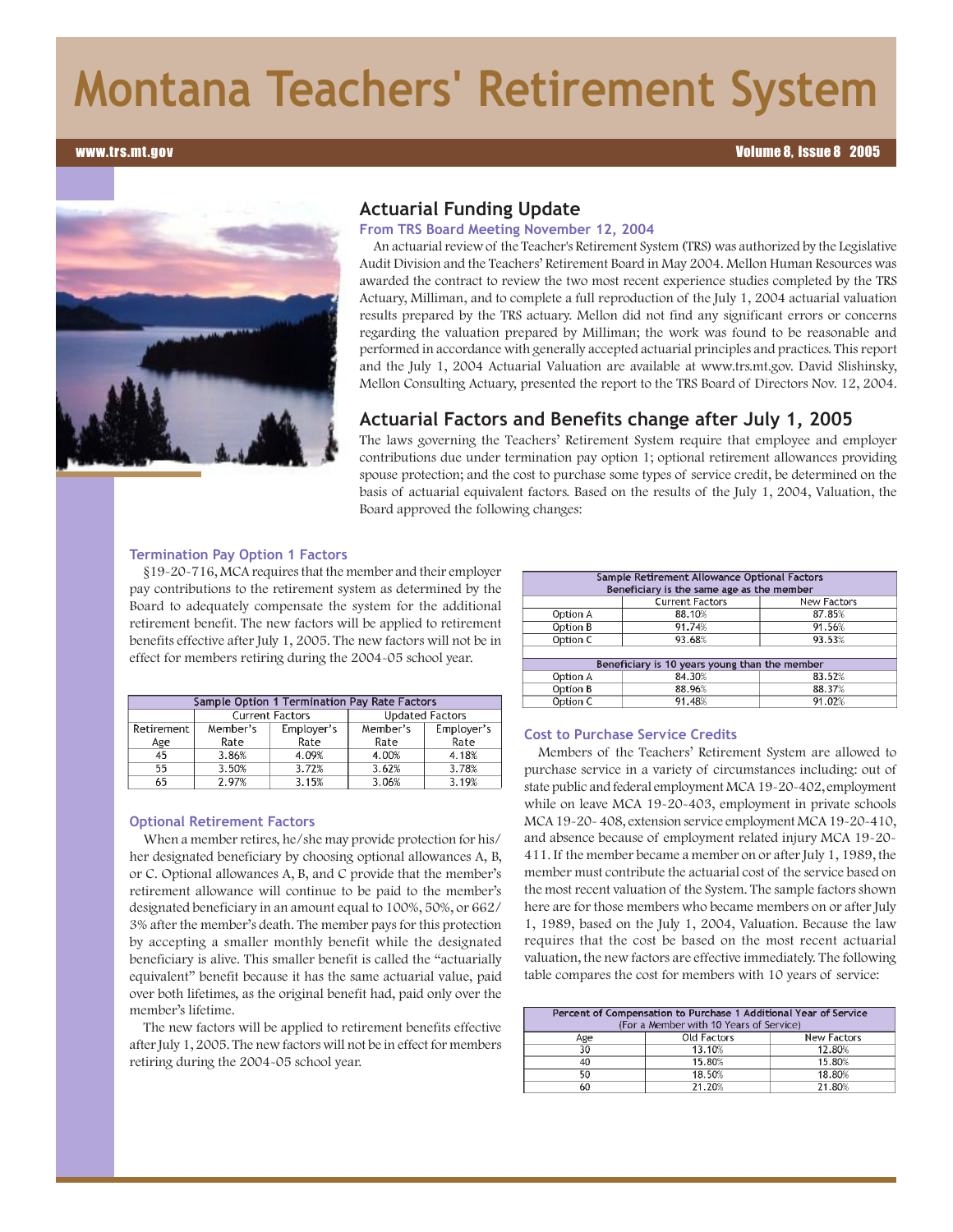# Montana Teachers' Retirement System

www.trs.mt.gov — Volume 8, Issue 8 2005

## Actuarial Funding Update

### From TRS Board Meeting November 12, 2004

An actuarial review of the Teacher's Retirement System (TRS) was authorized by the Legislative Audit Division and the Teachers' Retirement Board in May 2004. Mellon Human Resources was awarded the contract to review the two most recent experience studies completed by the TRS Actuary, Milliman, and to complete a full reproduction of the July 1, 2004 actuarial valuation results prepared by the TRS actuary. Mellon did not find any significant errors or concerns regarding the valuation prepared by Milliman; the work was found to be reasonable and performed in accordance with generally accepted actuarial principles and practices. This report and the July 1, 2004 Actuarial Valuation are available at www.trs.mt.gov. David Slishinsky, Mellon Consulting Actuary, presented the report to the TRS Board of Directors Nov. 12, 2004.

## Actuarial Factors and Benefits change after July 1, 2005

The laws governing the Teachers' Retirement System require that employee and employer contributions due under termination pay option 1; optional retirement allowances providing spouse protection; and the cost to purchase some types of service credit, be determined on the basis of actuarial equivalent factors. Based on the results of the July 1, 2004, Valuation, the Board approved the following changes:

### Termination Pay Option 1 Factors

§19-20-716, MCA requires that the member and their employer pay contributions to the retirement system as determined by the Board to adequately compensate the system for the additional retirement benefit. The new factors will be applied to retirement benefits effective after July 1, 2005. The new factors will not be in effect for members retiring during the 2004-05 school year.

| Sample Option 1 Termination Pay Rate Factors | | | | |
|---|---|---|---|---|
| | Current Factors | | Updated Factors | |
| Retirement Age | Member's Rate | Employer's Rate | Member's Rate | Employer's Rate |
| 45 | 3.86% | 4.09% | 4.00% | 4.18% |
| 55 | 3.50% | 3.72% | 3.62% | 3.78% |
| 65 | 2.97% | 3.15% | 3.06% | 3.19% |

### Optional Retirement Factors

When a member retires, he/she may provide protection for his/her designated beneficiary by choosing optional allowances A, B, or C. Optional allowances A, B, and C provide that the member's retirement allowance will continue to be paid to the member's designated beneficiary in an amount equal to 100%, 50%, or 662/3% after the member's death. The member pays for this protection by accepting a smaller monthly benefit while the designated beneficiary is alive. This smaller benefit is called the "actuarially equivalent" benefit because it has the same actuarial value, paid over both lifetimes, as the original benefit had, paid only over the member's lifetime.

The new factors will be applied to retirement benefits effective after July 1, 2005. The new factors will not be in effect for members retiring during the 2004-05 school year.

| Sample Retirement Allowance Optional Factors | | |
|---|---|---|
| Beneficiary is the same age as the member | | |
| | Current Factors | New Factors |
| Option A | 88.10% | 87.85% |
| Option B | 91.74% | 91.56% |
| Option C | 93.68% | 93.53% |
| Beneficiary is 10 years young than the member | | |
| Option A | 84.30% | 83.52% |
| Option B | 88.96% | 88.37% |
| Option C | 91.48% | 91.02% |

### Cost to Purchase Service Credits

Members of the Teachers' Retirement System are allowed to purchase service in a variety of circumstances including: out of state public and federal employment MCA 19-20-402, employment while on leave MCA 19-20-403, employment in private schools MCA 19-20- 408, extension service employment MCA 19-20-410, and absence because of employment related injury MCA 19-20-411. If the member became a member on or after July 1, 1989, the member must contribute the actuarial cost of the service based on the most recent valuation of the System. The sample factors shown here are for those members who became members on or after July 1, 1989, based on the July 1, 2004, Valuation. Because the law requires that the cost be based on the most recent actuarial valuation, the new factors are effective immediately. The following table compares the cost for members with 10 years of service:

| Percent of Compensation to Purchase 1 Additional Year of Service (For a Member with 10 Years of Service) | | |
|---|---|---|
| Age | Old Factors | New Factors |
| 30 | 13.10% | 12.80% |
| 40 | 15.80% | 15.80% |
| 50 | 18.50% | 18.80% |
| 60 | 21.20% | 21.80% |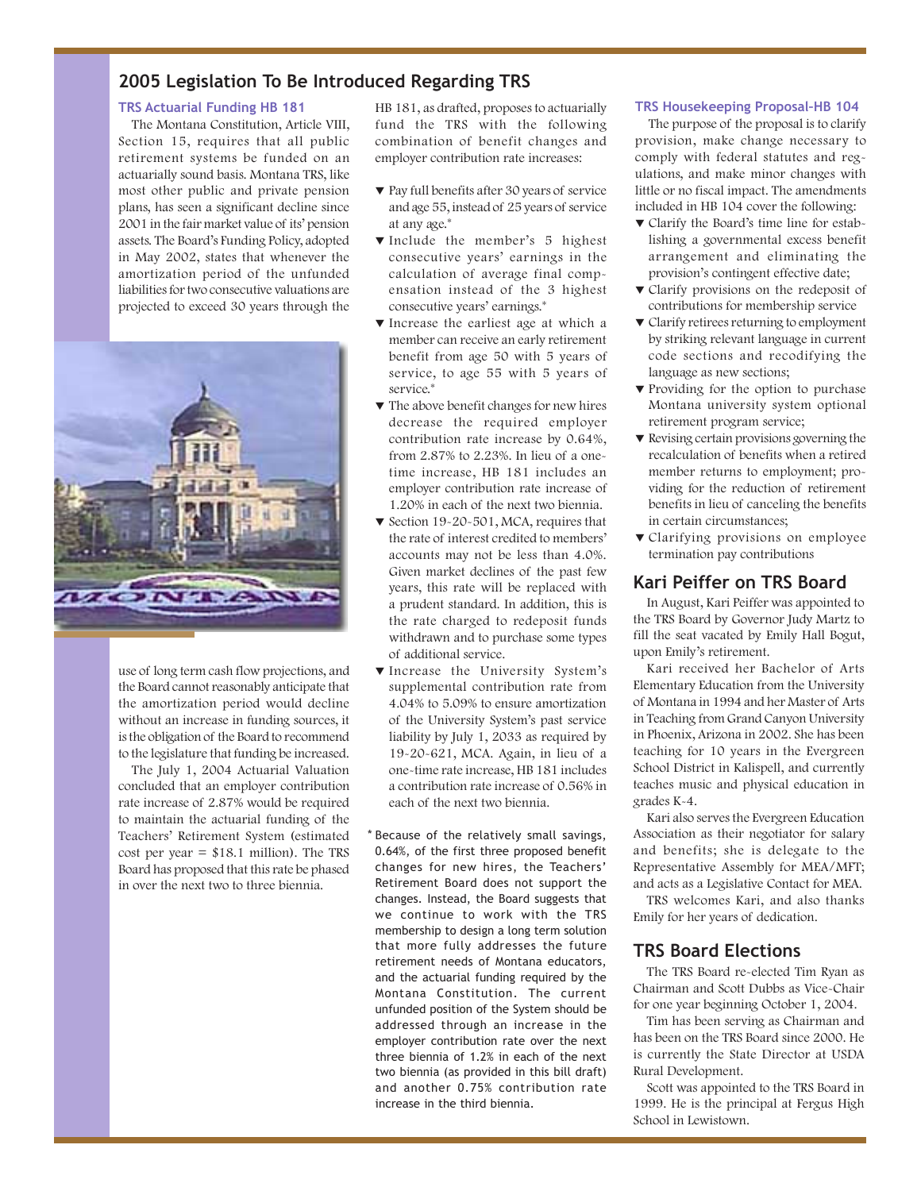## 2005 Legislation To Be Introduced Regarding TRS

### TRS Actuarial Funding HB 181

The Montana Constitution, Article VIII, Section 15, requires that all public retirement systems be funded on an actuarially sound basis. Montana TRS, like most other public and private pension plans, has seen a significant decline since 2001 in the fair market value of its' pension assets. The Board's Funding Policy, adopted in May 2002, states that whenever the amortization period of the unfunded liabilities for two consecutive valuations are projected to exceed 30 years through the use of long term cash flow projections, and the Board cannot reasonably anticipate that the amortization period would decline without an increase in funding sources, it is the obligation of the Board to recommend to the legislature that funding be increased.

The July 1, 2004 Actuarial Valuation concluded that an employer contribution rate increase of 2.87% would be required to maintain the actuarial funding of the Teachers' Retirement System (estimated cost per year = $18.1 million). The TRS Board has proposed that this rate be phased in over the next two to three biennia.

HB 181, as drafted, proposes to actuarially fund the TRS with the following combination of benefit changes and employer contribution rate increases:

- Pay full benefits after 30 years of service and age 55, instead of 25 years of service at any age.*
- Include the member's 5 highest consecutive years' earnings in the calculation of average final compensation instead of the 3 highest consecutive years' earnings.*
- Increase the earliest age at which a member can receive an early retirement benefit from age 50 with 5 years of service, to age 55 with 5 years of service.*
- The above benefit changes for new hires decrease the required employer contribution rate increase by 0.64%, from 2.87% to 2.23%. In lieu of a one-time increase, HB 181 includes an employer contribution rate increase of 1.20% in each of the next two biennia.
- Section 19-20-501, MCA, requires that the rate of interest credited to members' accounts may not be less than 4.0%. Given market declines of the past few years, this rate will be replaced with a prudent standard. In addition, this is the rate charged to redeposit funds withdrawn and to purchase some types of additional service.
- Increase the University System's supplemental contribution rate from 4.04% to 5.09% to ensure amortization of the University System's past service liability by July 1, 2033 as required by 19-20-621, MCA. Again, in lieu of a one-time rate increase, HB 181 includes a contribution rate increase of 0.56% in each of the next two biennia.

\* Because of the relatively small savings, 0.64%, of the first three proposed benefit changes for new hires, the Teachers' Retirement Board does not support the changes. Instead, the Board suggests that we continue to work with the TRS membership to design a long term solution that more fully addresses the future retirement needs of Montana educators, and the actuarial funding required by the Montana Constitution. The current unfunded position of the System should be addressed through an increase in the employer contribution rate over the next three biennia of 1.2% in each of the next two biennia (as provided in this bill draft) and another 0.75% contribution rate increase in the third biennia.

### TRS Housekeeping Proposal–HB 104

The purpose of the proposal is to clarify provision, make change necessary to comply with federal statutes and regulations, and make minor changes with little or no fiscal impact. The amendments included in HB 104 cover the following:

- Clarify the Board's time line for establishing a governmental excess benefit arrangement and eliminating the provision's contingent effective date;
- Clarify provisions on the redeposit of contributions for membership service
- Clarify retirees returning to employment by striking relevant language in current code sections and recodifying the language as new sections;
- Providing for the option to purchase Montana university system optional retirement program service;
- Revising certain provisions governing the recalculation of benefits when a retired member returns to employment; providing for the reduction of retirement benefits in lieu of canceling the benefits in certain circumstances;
- Clarifying provisions on employee termination pay contributions

## Kari Peiffer on TRS Board

In August, Kari Peiffer was appointed to the TRS Board by Governor Judy Martz to fill the seat vacated by Emily Hall Bogut, upon Emily's retirement.

Kari received her Bachelor of Arts Elementary Education from the University of Montana in 1994 and her Master of Arts in Teaching from Grand Canyon University in Phoenix, Arizona in 2002. She has been teaching for 10 years in the Evergreen School District in Kalispell, and currently teaches music and physical education in grades K-4.

Kari also serves the Evergreen Education Association as their negotiator for salary and benefits; she is delegate to the Representative Assembly for MEA/MFT; and acts as a Legislative Contact for MEA.

TRS welcomes Kari, and also thanks Emily for her years of dedication.

## TRS Board Elections

The TRS Board re-elected Tim Ryan as Chairman and Scott Dubbs as Vice-Chair for one year beginning October 1, 2004.

Tim has been serving as Chairman and has been on the TRS Board since 2000. He is currently the State Director at USDA Rural Development.

Scott was appointed to the TRS Board in 1999. He is the principal at Fergus High School in Lewistown.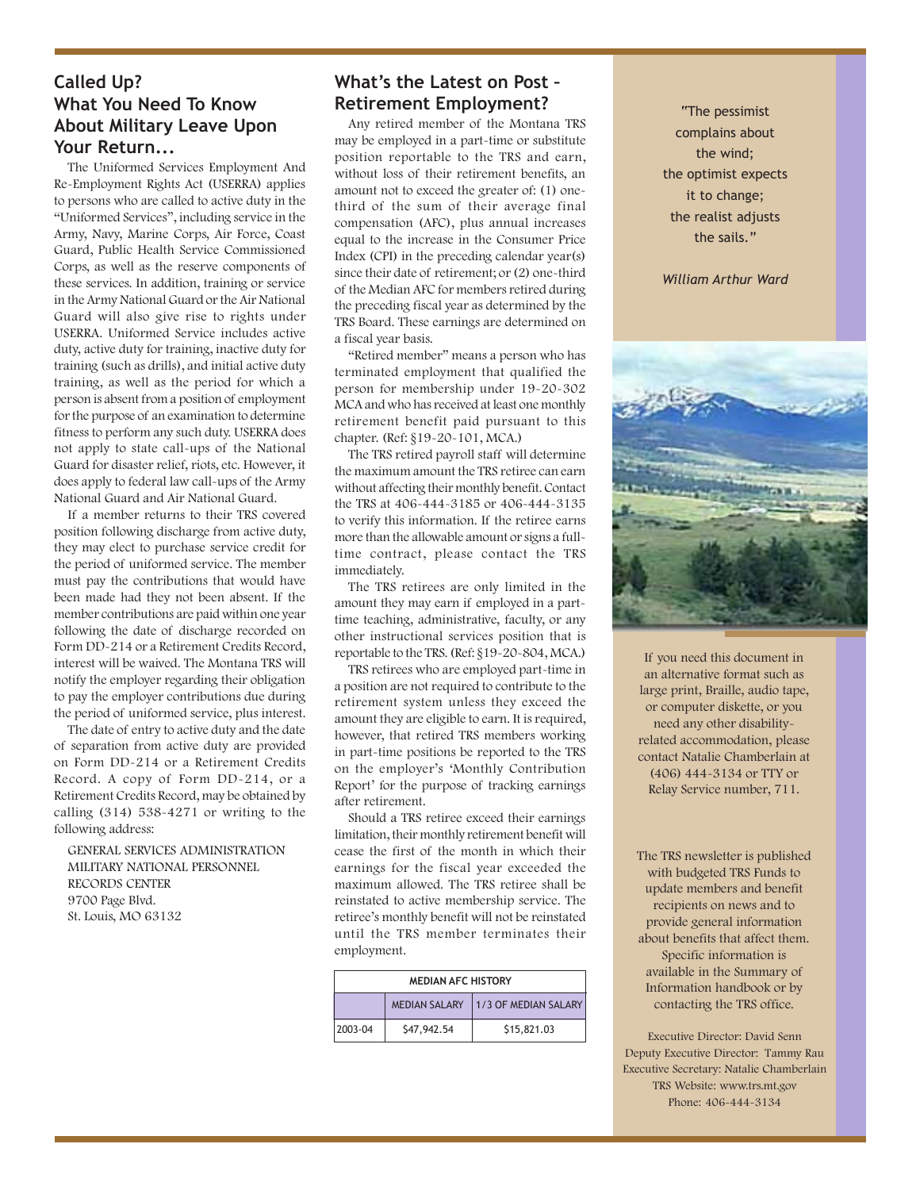## Called Up? What You Need To Know About Military Leave Upon Your Return...

The Uniformed Services Employment And Re-Employment Rights Act (USERRA) applies to persons who are called to active duty in the "Uniformed Services", including service in the Army, Navy, Marine Corps, Air Force, Coast Guard, Public Health Service Commissioned Corps, as well as the reserve components of these services. In addition, training or service in the Army National Guard or the Air National Guard will also give rise to rights under USERRA. Uniformed Service includes active duty, active duty for training, inactive duty for training (such as drills), and initial active duty training, as well as the period for which a person is absent from a position of employment for the purpose of an examination to determine fitness to perform any such duty. USERRA does not apply to state call-ups of the National Guard for disaster relief, riots, etc. However, it does apply to federal law call-ups of the Army National Guard and Air National Guard.

If a member returns to their TRS covered position following discharge from active duty, they may elect to purchase service credit for the period of uniformed service. The member must pay the contributions that would have been made had they not been absent. If the member contributions are paid within one year following the date of discharge recorded on Form DD-214 or a Retirement Credits Record, interest will be waived. The Montana TRS will notify the employer regarding their obligation to pay the employer contributions due during the period of uniformed service, plus interest.

The date of entry to active duty and the date of separation from active duty are provided on Form DD-214 or a Retirement Credits Record. A copy of Form DD-214, or a Retirement Credits Record, may be obtained by calling (314) 538-4271 or writing to the following address:

GENERAL SERVICES ADMINISTRATION
MILITARY NATIONAL PERSONNEL
RECORDS CENTER
9700 Page Blvd.
St. Louis, MO 63132

## What's the Latest on Post – Retirement Employment?

Any retired member of the Montana TRS may be employed in a part-time or substitute position reportable to the TRS and earn, without loss of their retirement benefits, an amount not to exceed the greater of: (1) one-third of the sum of their average final compensation (AFC), plus annual increases equal to the increase in the Consumer Price Index (CPI) in the preceding calendar year(s) since their date of retirement; or (2) one-third of the Median AFC for members retired during the preceding fiscal year as determined by the TRS Board. These earnings are determined on a fiscal year basis.

"Retired member" means a person who has terminated employment that qualified the person for membership under 19-20-302 MCA and who has received at least one monthly retirement benefit paid pursuant to this chapter. (Ref: §19-20-101, MCA.)

The TRS retired payroll staff will determine the maximum amount the TRS retiree can earn without affecting their monthly benefit. Contact the TRS at 406-444-3185 or 406-444-3135 to verify this information. If the retiree earns more than the allowable amount or signs a full-time contract, please contact the TRS immediately.

The TRS retirees are only limited in the amount they may earn if employed in a part-time teaching, administrative, faculty, or any other instructional services position that is reportable to the TRS. (Ref: §19-20-804, MCA.)

TRS retirees who are employed part-time in a position are not required to contribute to the retirement system unless they exceed the amount they are eligible to earn. It is required, however, that retired TRS members working in part-time positions be reported to the TRS on the employer's 'Monthly Contribution Report' for the purpose of tracking earnings after retirement.

Should a TRS retiree exceed their earnings limitation, their monthly retirement benefit will cease the first of the month in which their earnings for the fiscal year exceeded the maximum allowed. The TRS retiree shall be reinstated to active membership service. The retiree's monthly benefit will not be reinstated until the TRS member terminates their employment.

| MEDIAN AFC HISTORY | | |
|---|---|---|
| | MEDIAN SALARY | 1/3 OF MEDIAN SALARY |
| 2003-04 | $47,942.54 | $15,821.03 |

"The pessimist complains about the wind; the optimist expects it to change; the realist adjusts the sails."

*William Arthur Ward*

If you need this document in an alternative format such as large print, Braille, audio tape, or computer diskette, or you need any other disability-related accommodation, please contact Natalie Chamberlain at (406) 444-3134 or TTY or Relay Service number, 711.

The TRS newsletter is published with budgeted TRS Funds to update members and benefit recipients on news and to provide general information about benefits that affect them. Specific information is available in the Summary of Information handbook or by contacting the TRS office.

Executive Director: David Senn
Deputy Executive Director: Tammy Rau
Executive Secretary: Natalie Chamberlain
TRS Website: www.trs.mt.gov
Phone: 406-444-3134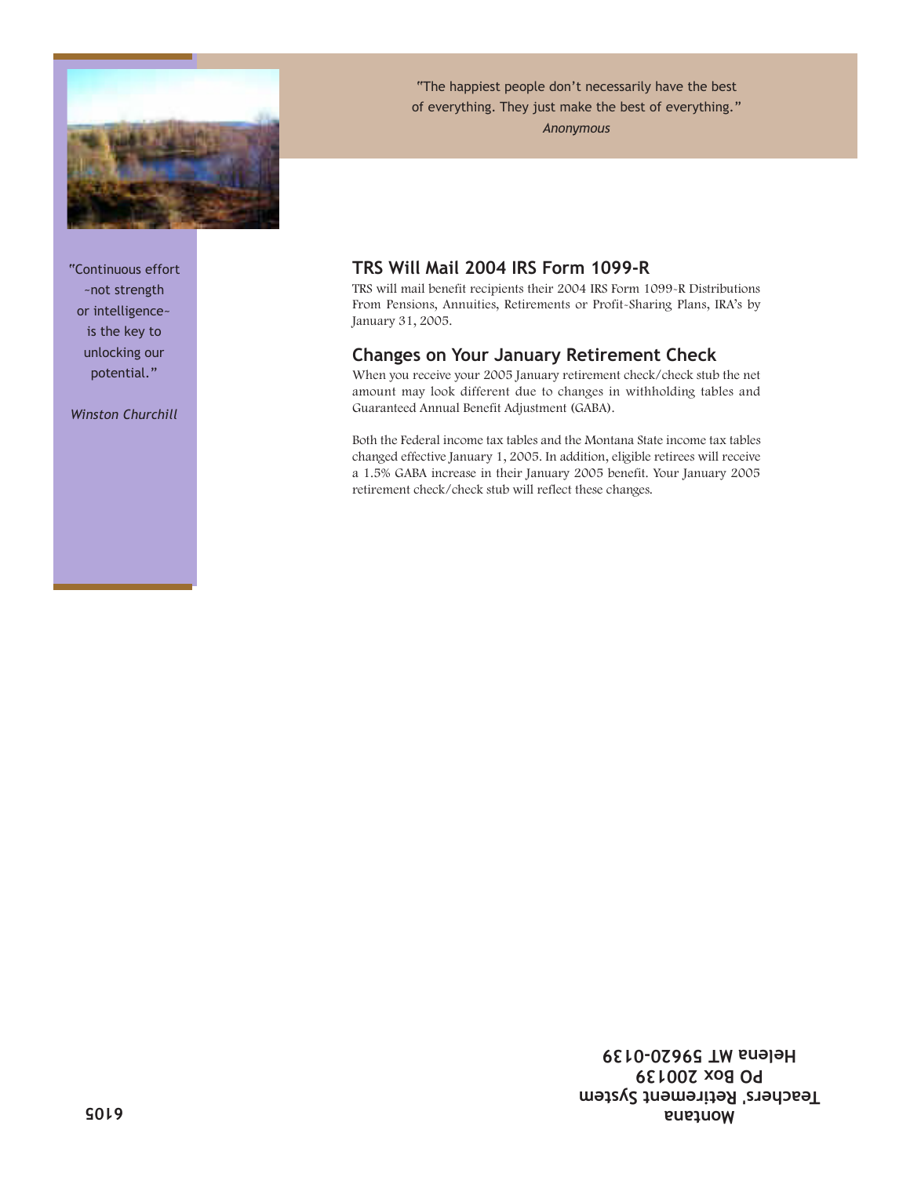"The happiest people don't necessarily have the best of everything. They just make the best of everything."

*Anonymous*

"Continuous effort ~not strength or intelligence~ is the key to unlocking our potential."

*Winston Churchill*

## TRS Will Mail 2004 IRS Form 1099-R

TRS will mail benefit recipients their 2004 IRS Form 1099-R Distributions From Pensions, Annuities, Retirements or Profit-Sharing Plans, IRA's by January 31, 2005.

## Changes on Your January Retirement Check

When you receive your 2005 January retirement check/check stub the net amount may look different due to changes in withholding tables and Guaranteed Annual Benefit Adjustment (GABA).

Both the Federal income tax tables and the Montana State income tax tables changed effective January 1, 2005. In addition, eligible retirees will receive a 1.5% GABA increase in their January 2005 benefit. Your January 2005 retirement check/check stub will reflect these changes.

**Montana**
**Teachers' Retirement System**
**PO Box 200139**
**Helena MT 59620-0139**

**6105**